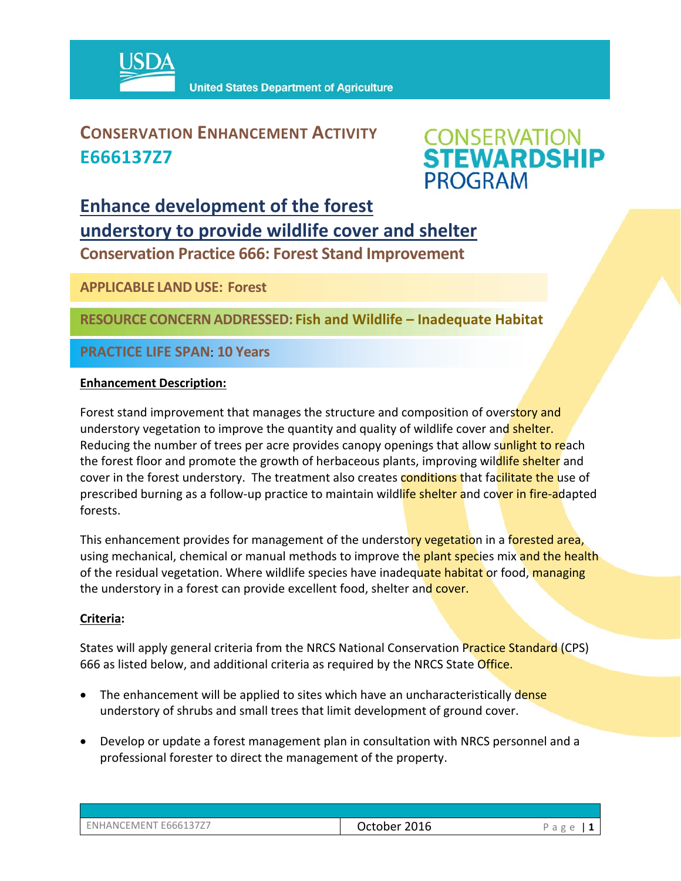USDA United States Department of Agriculture

## CONSERVATION ENHANCEMENT ACTIVITY E666137Z7

CONSERVATION STEWARDSHIP PROGRAM

# Enhance development of the forest understory to provide wildlife cover and shelter

## Conservation Practice 666: Forest Stand Improvement

**APPLICABLE LAND USE: Forest**

**RESOURCE CONCERN ADDRESSED: Fish and Wildlife – Inadequate Habitat**

**PRACTICE LIFE SPAN: 10 Years**

**Enhancement Description:**

Forest stand improvement that manages the structure and composition of overstory and understory vegetation to improve the quantity and quality of wildlife cover and shelter. Reducing the number of trees per acre provides canopy openings that allow sunlight to reach the forest floor and promote the growth of herbaceous plants, improving wildlife shelter and cover in the forest understory. The treatment also creates conditions that facilitate the use of prescribed burning as a follow-up practice to maintain wildlife shelter and cover in fire-adapted forests.

This enhancement provides for management of the understory vegetation in a forested area, using mechanical, chemical or manual methods to improve the plant species mix and the health of the residual vegetation. Where wildlife species have inadequate habitat or food, managing the understory in a forest can provide excellent food, shelter and cover.

**Criteria:**

States will apply general criteria from the NRCS National Conservation Practice Standard (CPS) 666 as listed below, and additional criteria as required by the NRCS State Office.

- The enhancement will be applied to sites which have an uncharacteristically dense understory of shrubs and small trees that limit development of ground cover.
- Develop or update a forest management plan in consultation with NRCS personnel and a professional forester to direct the management of the property.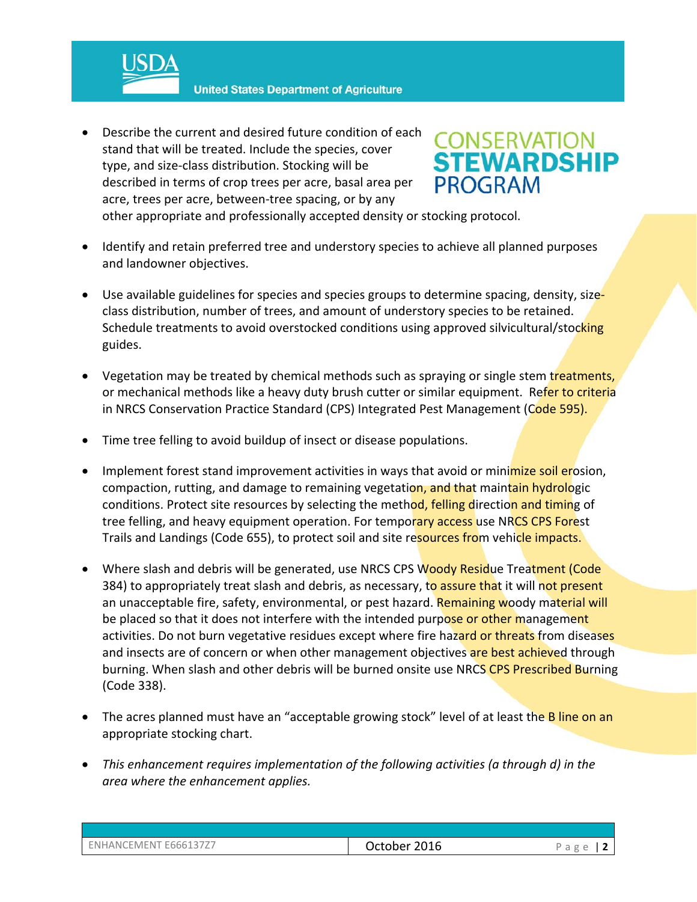- Describe the current and desired future condition of each stand that will be treated. Include the species, cover type, and size-class distribution. Stocking will be described in terms of crop trees per acre, basal area per acre, trees per acre, between-tree spacing, or by any other appropriate and professionally accepted density or stocking protocol.

- Identify and retain preferred tree and understory species to achieve all planned purposes and landowner objectives.

- Use available guidelines for species and species groups to determine spacing, density, size-class distribution, number of trees, and amount of understory species to be retained. Schedule treatments to avoid overstocked conditions using approved silvicultural/stocking guides.

- Vegetation may be treated by chemical methods such as spraying or single stem treatments, or mechanical methods like a heavy duty brush cutter or similar equipment. Refer to criteria in NRCS Conservation Practice Standard (CPS) Integrated Pest Management (Code 595).

- Time tree felling to avoid buildup of insect or disease populations.

- Implement forest stand improvement activities in ways that avoid or minimize soil erosion, compaction, rutting, and damage to remaining vegetation, and that maintain hydrologic conditions. Protect site resources by selecting the method, felling direction and timing of tree felling, and heavy equipment operation. For temporary access use NRCS CPS Forest Trails and Landings (Code 655), to protect soil and site resources from vehicle impacts.

- Where slash and debris will be generated, use NRCS CPS Woody Residue Treatment (Code 384) to appropriately treat slash and debris, as necessary, to assure that it will not present an unacceptable fire, safety, environmental, or pest hazard. Remaining woody material will be placed so that it does not interfere with the intended purpose or other management activities. Do not burn vegetative residues except where fire hazard or threats from diseases and insects are of concern or when other management objectives are best achieved through burning. When slash and other debris will be burned onsite use NRCS CPS Prescribed Burning (Code 338).

- The acres planned must have an "acceptable growing stock" level of at least the B line on an appropriate stocking chart.

- *This enhancement requires implementation of the following activities (a through d) in the area where the enhancement applies.*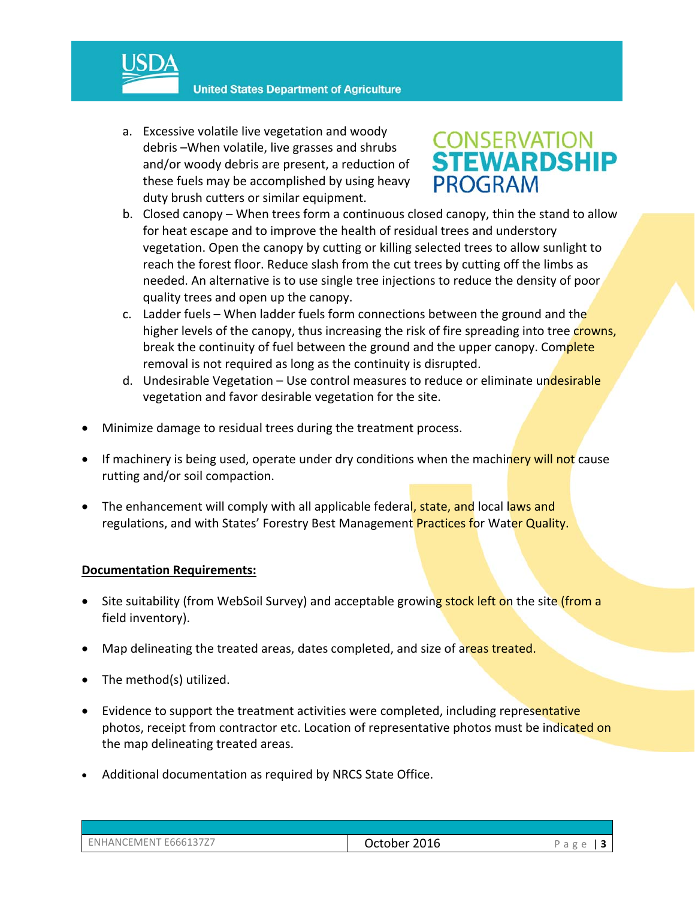a. Excessive volatile live vegetation and woody debris –When volatile, live grasses and shrubs and/or woody debris are present, a reduction of these fuels may be accomplished by using heavy duty brush cutters or similar equipment.
b. Closed canopy – When trees form a continuous closed canopy, thin the stand to allow for heat escape and to improve the health of residual trees and understory vegetation. Open the canopy by cutting or killing selected trees to allow sunlight to reach the forest floor. Reduce slash from the cut trees by cutting off the limbs as needed. An alternative is to use single tree injections to reduce the density of poor quality trees and open up the canopy.
c. Ladder fuels – When ladder fuels form connections between the ground and the higher levels of the canopy, thus increasing the risk of fire spreading into tree crowns, break the continuity of fuel between the ground and the upper canopy. Complete removal is not required as long as the continuity is disrupted.
d. Undesirable Vegetation – Use control measures to reduce or eliminate undesirable vegetation and favor desirable vegetation for the site.

- Minimize damage to residual trees during the treatment process.
- If machinery is being used, operate under dry conditions when the machinery will not cause rutting and/or soil compaction.
- The enhancement will comply with all applicable federal, state, and local laws and regulations, and with States' Forestry Best Management Practices for Water Quality.

**Documentation Requirements:**

- Site suitability (from WebSoil Survey) and acceptable growing stock left on the site (from a field inventory).
- Map delineating the treated areas, dates completed, and size of areas treated.
- The method(s) utilized.
- Evidence to support the treatment activities were completed, including representative photos, receipt from contractor etc. Location of representative photos must be indicated on the map delineating treated areas.
- Additional documentation as required by NRCS State Office.